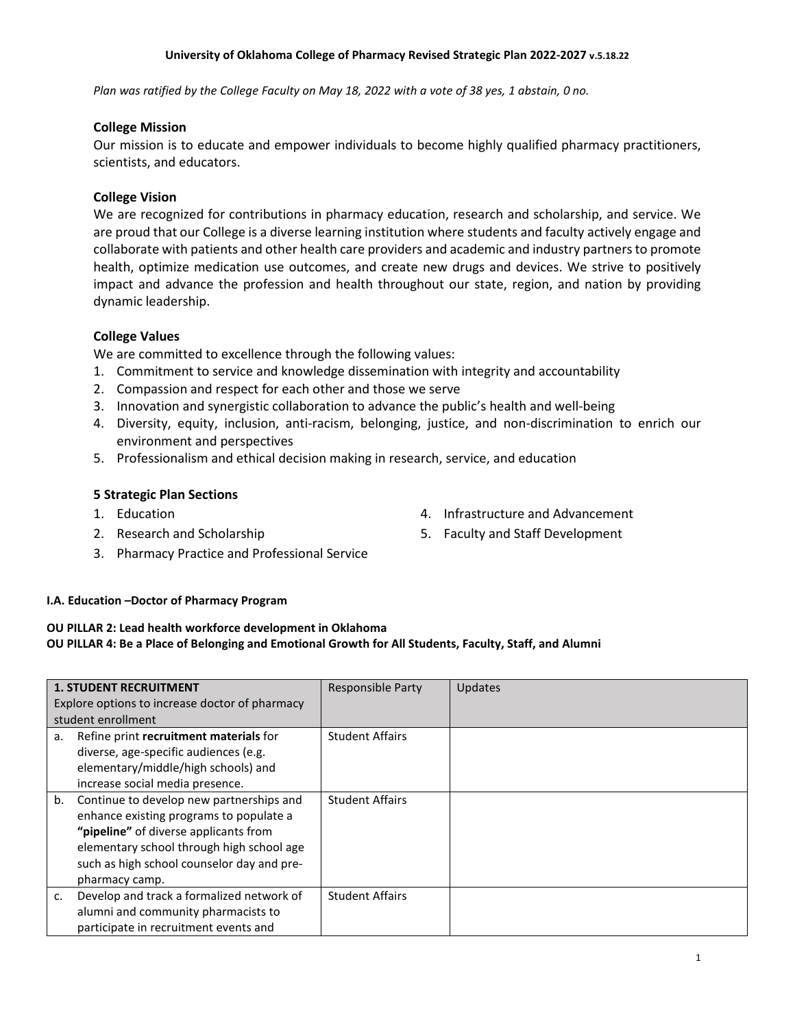**University of Oklahoma College of Pharmacy Revised Strategic Plan 2022-2027 v.5.18.22**

*Plan was ratified by the College Faculty on May 18, 2022 with a vote of 38 yes, 1 abstain, 0 no.*

### College Mission

Our mission is to educate and empower individuals to become highly qualified pharmacy practitioners, scientists, and educators.

### College Vision

We are recognized for contributions in pharmacy education, research and scholarship, and service. We are proud that our College is a diverse learning institution where students and faculty actively engage and collaborate with patients and other health care providers and academic and industry partners to promote health, optimize medication use outcomes, and create new drugs and devices. We strive to positively impact and advance the profession and health throughout our state, region, and nation by providing dynamic leadership.

### College Values

We are committed to excellence through the following values:

1. Commitment to service and knowledge dissemination with integrity and accountability
2. Compassion and respect for each other and those we serve
3. Innovation and synergistic collaboration to advance the public's health and well-being
4. Diversity, equity, inclusion, anti-racism, belonging, justice, and non-discrimination to enrich our environment and perspectives
5. Professionalism and ethical decision making in research, service, and education

### 5 Strategic Plan Sections

1. Education
2. Research and Scholarship
3. Pharmacy Practice and Professional Service
4. Infrastructure and Advancement
5. Faculty and Staff Development

#### I.A. Education –Doctor of Pharmacy Program

**OU PILLAR 2: Lead health workforce development in Oklahoma**
**OU PILLAR 4: Be a Place of Belonging and Emotional Growth for All Students, Faculty, Staff, and Alumni**

| **1. STUDENT RECRUITMENT** Explore options to increase doctor of pharmacy student enrollment | Responsible Party | Updates |
|---|---|---|
| a. Refine print **recruitment materials** for diverse, age-specific audiences (e.g. elementary/middle/high schools) and increase social media presence. | Student Affairs | |
| b. Continue to develop new partnerships and enhance existing programs to populate a **"pipeline"** of diverse applicants from elementary school through high school age such as high school counselor day and pre-pharmacy camp. | Student Affairs | |
| c. Develop and track a formalized network of alumni and community pharmacists to participate in recruitment events and | Student Affairs | |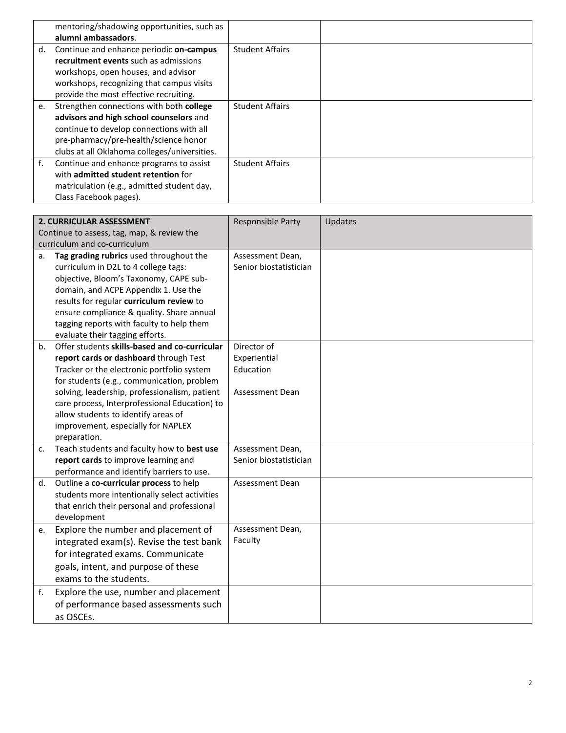| | | | |
|---|---|---|---|
| | mentoring/shadowing opportunities, such as **alumni ambassadors**. | | |
| d. | Continue and enhance periodic **on-campus recruitment events** such as admissions workshops, open houses, and advisor workshops, recognizing that campus visits provide the most effective recruiting. | Student Affairs | |
| e. | Strengthen connections with both **college advisors and high school counselors** and continue to develop connections with all pre-pharmacy/pre-health/science honor clubs at all Oklahoma colleges/universities. | Student Affairs | |
| f. | Continue and enhance programs to assist with **admitted student retention** for matriculation (e.g., admitted student day, Class Facebook pages). | Student Affairs | |

| **2. CURRICULAR ASSESSMENT** Continue to assess, tag, map, & review the curriculum and co-curriculum | | Responsible Party | Updates |
|---|---|---|---|
| a. | **Tag grading rubrics** used throughout the curriculum in D2L to 4 college tags: objective, Bloom's Taxonomy, CAPE sub-domain, and ACPE Appendix 1. Use the results for regular **curriculum review** to ensure compliance & quality. Share annual tagging reports with faculty to help them evaluate their tagging efforts. | Assessment Dean, Senior biostatistician | |
| b. | Offer students **skills-based and co-curricular report cards or dashboard** through Test Tracker or the electronic portfolio system for students (e.g., communication, problem solving, leadership, professionalism, patient care process, Interprofessional Education) to allow students to identify areas of improvement, especially for NAPLEX preparation. | Director of Experiential Education<br><br>Assessment Dean | |
| c. | Teach students and faculty how to **best use report cards** to improve learning and performance and identify barriers to use. | Assessment Dean, Senior biostatistician | |
| d. | Outline a **co-curricular process** to help students more intentionally select activities that enrich their personal and professional development | Assessment Dean | |
| e. | Explore the number and placement of integrated exam(s). Revise the test bank for integrated exams. Communicate goals, intent, and purpose of these exams to the students. | Assessment Dean, Faculty | |
| f. | Explore the use, number and placement of performance based assessments such as OSCEs. | | |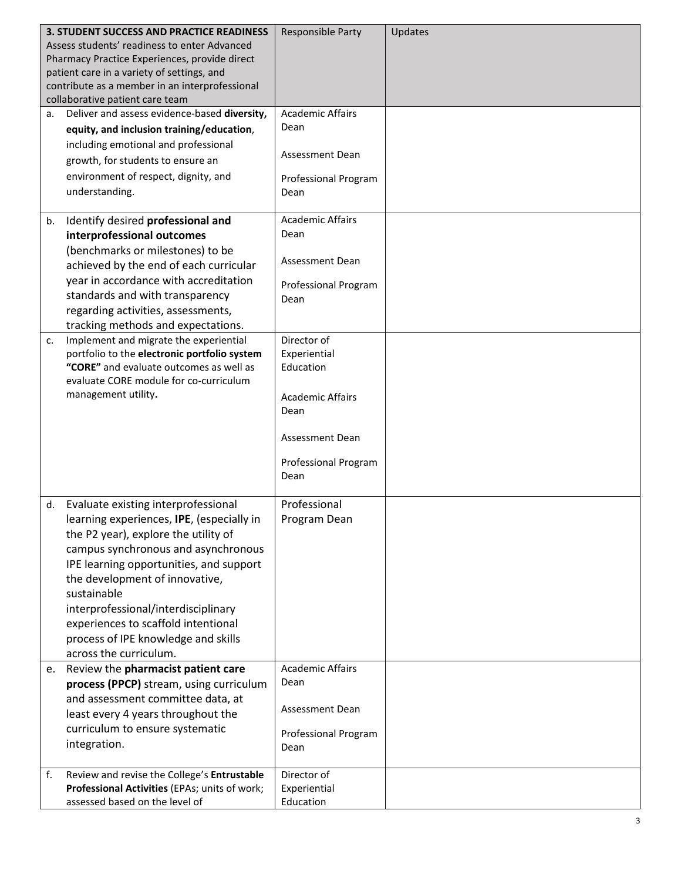| **3. STUDENT SUCCESS AND PRACTICE READINESS** Assess students' readiness to enter Advanced Pharmacy Practice Experiences, provide direct patient care in a variety of settings, and contribute as a member in an interprofessional collaborative patient care team | Responsible Party | Updates |
|---|---|---|
| a. Deliver and assess evidence-based **diversity, equity, and inclusion training/education**, including emotional and professional growth, for students to ensure an environment of respect, dignity, and understanding. | Academic Affairs Dean<br><br>Assessment Dean<br><br>Professional Program Dean | |
| b. Identify desired **professional and interprofessional outcomes** (benchmarks or milestones) to be achieved by the end of each curricular year in accordance with accreditation standards and with transparency regarding activities, assessments, tracking methods and expectations. | Academic Affairs Dean<br><br>Assessment Dean<br><br>Professional Program Dean | |
| c. Implement and migrate the experiential portfolio to the **electronic portfolio system "CORE"** and evaluate outcomes as well as evaluate CORE module for co-curriculum management utility**.** | Director of Experiential Education<br><br>Academic Affairs Dean<br><br>Assessment Dean<br><br>Professional Program Dean | |
| d. Evaluate existing interprofessional learning experiences, **IPE**, (especially in the P2 year), explore the utility of campus synchronous and asynchronous IPE learning opportunities, and support the development of innovative, sustainable interprofessional/interdisciplinary experiences to scaffold intentional process of IPE knowledge and skills across the curriculum. | Professional Program Dean | |
| e. Review the **pharmacist patient care process (PPCP)** stream, using curriculum and assessment committee data, at least every 4 years throughout the curriculum to ensure systematic integration. | Academic Affairs Dean<br><br>Assessment Dean<br><br>Professional Program Dean | |
| f. Review and revise the College's **Entrustable Professional Activities** (EPAs; units of work; assessed based on the level of | Director of Experiential Education | |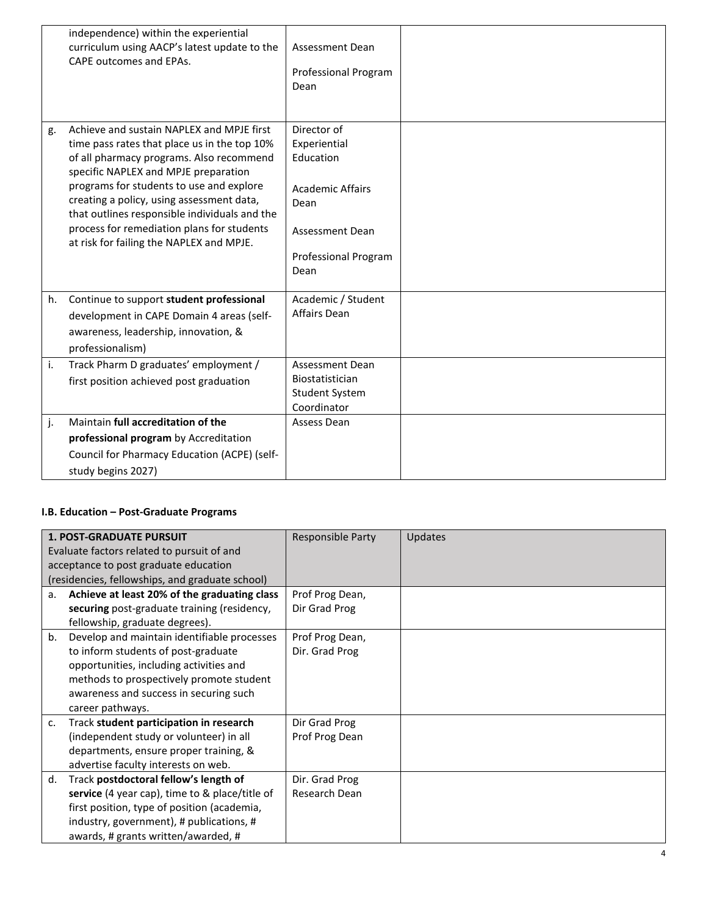| | | |
|---|---|---|
| independence) within the experiential curriculum using AACP's latest update to the CAPE outcomes and EPAs. | Assessment Dean<br><br>Professional Program Dean | |
| g. Achieve and sustain NAPLEX and MPJE first time pass rates that place us in the top 10% of all pharmacy programs. Also recommend specific NAPLEX and MPJE preparation programs for students to use and explore creating a policy, using assessment data, that outlines responsible individuals and the process for remediation plans for students at risk for failing the NAPLEX and MPJE. | Director of Experiential Education<br><br>Academic Affairs Dean<br><br>Assessment Dean<br><br>Professional Program Dean | |
| h. Continue to support **student professional** development in CAPE Domain 4 areas (self-awareness, leadership, innovation, & professionalism) | Academic / Student Affairs Dean | |
| i. Track Pharm D graduates' employment / first position achieved post graduation | Assessment Dean<br>Biostatistician<br>Student System Coordinator | |
| j. Maintain **full accreditation of the professional program** by Accreditation Council for Pharmacy Education (ACPE) (self-study begins 2027) | Assess Dean | |

**I.B. Education – Post-Graduate Programs**

| **1. POST-GRADUATE PURSUIT**<br>Evaluate factors related to pursuit of and acceptance to post graduate education (residencies, fellowships, and graduate school) | Responsible Party | Updates |
|---|---|---|
| a. **Achieve at least 20% of the graduating class securing** post-graduate training (residency, fellowship, graduate degrees). | Prof Prog Dean,<br>Dir Grad Prog | |
| b. Develop and maintain identifiable processes to inform students of post-graduate opportunities, including activities and methods to prospectively promote student awareness and success in securing such career pathways. | Prof Prog Dean,<br>Dir. Grad Prog | |
| c. Track **student participation in research** (independent study or volunteer) in all departments, ensure proper training, & advertise faculty interests on web. | Dir Grad Prog<br>Prof Prog Dean | |
| d. Track **postdoctoral fellow's length of service** (4 year cap), time to & place/title of first position, type of position (academia, industry, government), # publications, # awards, # grants written/awarded, # | Dir. Grad Prog<br>Research Dean | |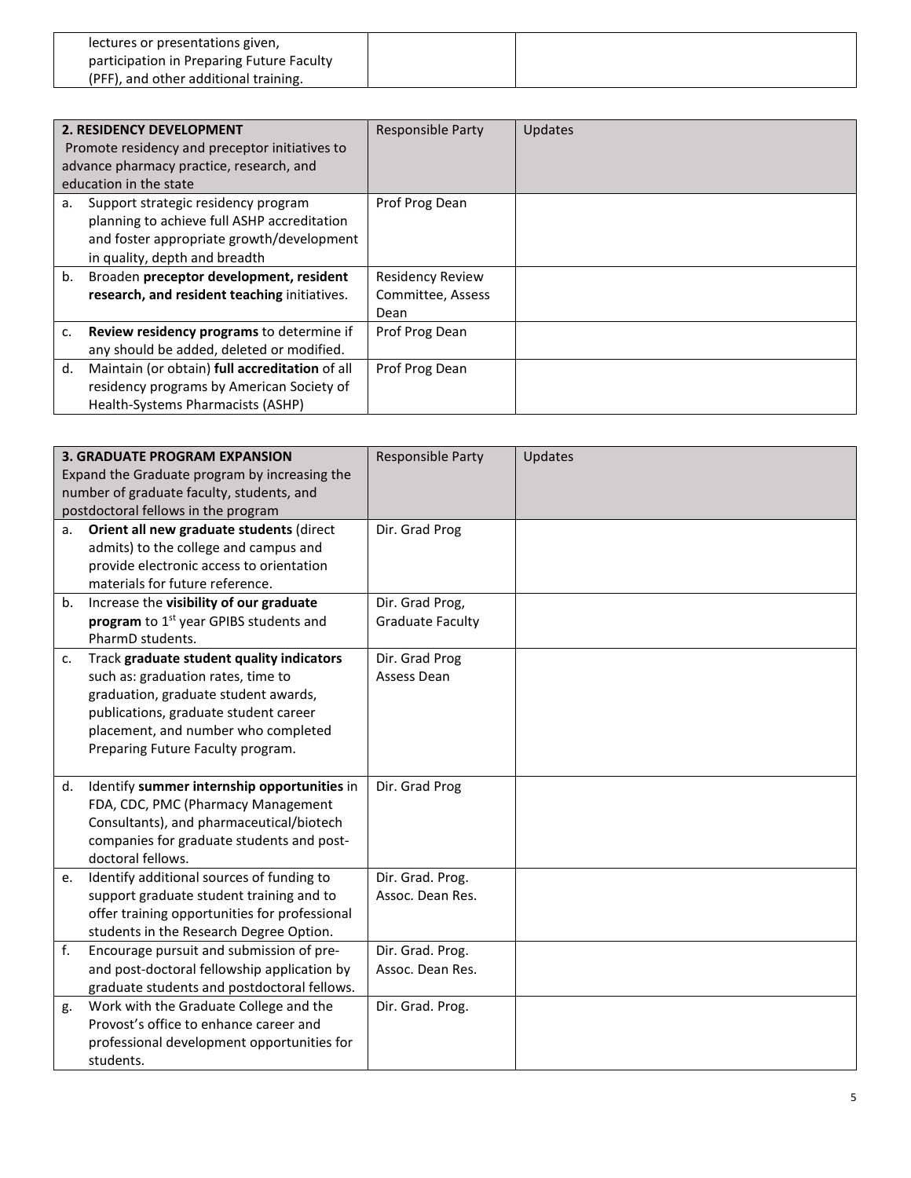| | | |
|---|---|---|
| lectures or presentations given, participation in Preparing Future Faculty (PFF), and other additional training. | | |

| **2. RESIDENCY DEVELOPMENT** Promote residency and preceptor initiatives to advance pharmacy practice, research, and education in the state | Responsible Party | Updates |
|---|---|---|
| a. Support strategic residency program planning to achieve full ASHP accreditation and foster appropriate growth/development in quality, depth and breadth | Prof Prog Dean | |
| b. Broaden **preceptor development, resident research, and resident teaching** initiatives. | Residency Review Committee, Assess Dean | |
| c. **Review residency programs** to determine if any should be added, deleted or modified. | Prof Prog Dean | |
| d. Maintain (or obtain) **full accreditation** of all residency programs by American Society of Health-Systems Pharmacists (ASHP) | Prof Prog Dean | |

| **3. GRADUATE PROGRAM EXPANSION** Expand the Graduate program by increasing the number of graduate faculty, students, and postdoctoral fellows in the program | Responsible Party | Updates |
|---|---|---|
| a. **Orient all new graduate students** (direct admits) to the college and campus and provide electronic access to orientation materials for future reference. | Dir. Grad Prog | |
| b. Increase the **visibility of our graduate program** to 1st year GPIBS students and PharmD students. | Dir. Grad Prog, Graduate Faculty | |
| c. Track **graduate student quality indicators** such as: graduation rates, time to graduation, graduate student awards, publications, graduate student career placement, and number who completed Preparing Future Faculty program. | Dir. Grad Prog Assess Dean | |
| d. Identify **summer internship opportunities** in FDA, CDC, PMC (Pharmacy Management Consultants), and pharmaceutical/biotech companies for graduate students and post-doctoral fellows. | Dir. Grad Prog | |
| e. Identify additional sources of funding to support graduate student training and to offer training opportunities for professional students in the Research Degree Option. | Dir. Grad. Prog. Assoc. Dean Res. | |
| f. Encourage pursuit and submission of pre- and post-doctoral fellowship application by graduate students and postdoctoral fellows. | Dir. Grad. Prog. Assoc. Dean Res. | |
| g. Work with the Graduate College and the Provost's office to enhance career and professional development opportunities for students. | Dir. Grad. Prog. | |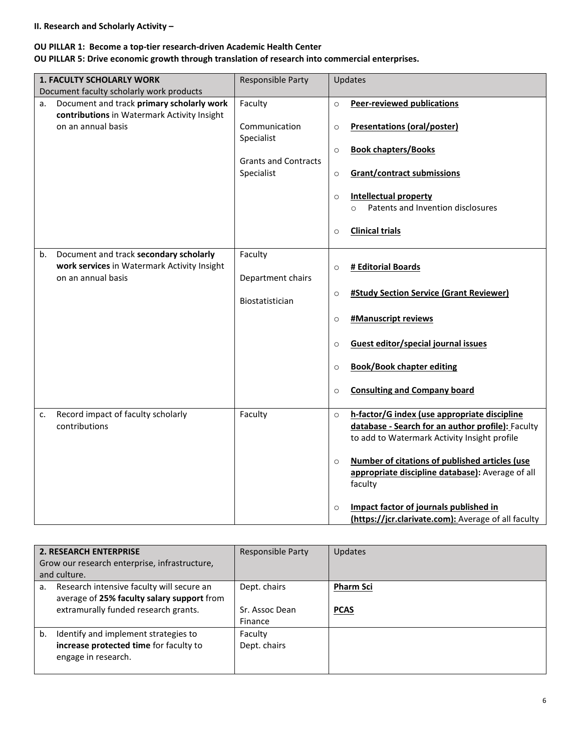**II. Research and Scholarly Activity –**

**OU PILLAR 1: Become a top-tier research-driven Academic Health Center**
**OU PILLAR 5: Drive economic growth through translation of research into commercial enterprises.**

| **1. FACULTY SCHOLARLY WORK**<br>Document faculty scholarly work products | Responsible Party | Updates |
|---|---|---|
| a. Document and track **primary scholarly work contributions** in Watermark Activity Insight on an annual basis | Faculty<br><br>Communication Specialist<br><br>Grants and Contracts Specialist | ○ **Peer-reviewed publications**<br><br>○ **Presentations (oral/poster)**<br><br>○ **Book chapters/Books**<br><br>○ **Grant/contract submissions**<br><br>○ **Intellectual property**<br>&nbsp;&nbsp;&nbsp;&nbsp;○ Patents and Invention disclosures<br><br>○ **Clinical trials** |
| b. Document and track **secondary scholarly work services** in Watermark Activity Insight on an annual basis | Faculty<br><br>Department chairs<br><br>Biostatistician | ○ **# Editorial Boards**<br><br>○ **#Study Section Service (Grant Reviewer)**<br><br>○ **#Manuscript reviews**<br><br>○ **Guest editor/special journal issues**<br><br>○ **Book/Book chapter editing**<br><br>○ **Consulting and Company board** |
| c. Record impact of faculty scholarly contributions | Faculty | ○ **h-factor/G index (use appropriate discipline database - Search for an author profile):** Faculty to add to Watermark Activity Insight profile<br><br>○ **Number of citations of published articles (use appropriate discipline database):** Average of all faculty<br><br>○ **Impact factor of journals published in (https://jcr.clarivate.com):** Average of all faculty |

| **2. RESEARCH ENTERPRISE**<br>Grow our research enterprise, infrastructure, and culture. | Responsible Party | Updates |
|---|---|---|
| a. Research intensive faculty will secure an average of **25% faculty salary support** from extramurally funded research grants. | Dept. chairs<br><br>Sr. Assoc Dean Finance | **Pharm Sci**<br><br>**PCAS** |
| b. Identify and implement strategies to **increase protected time** for faculty to engage in research. | Faculty<br>Dept. chairs | |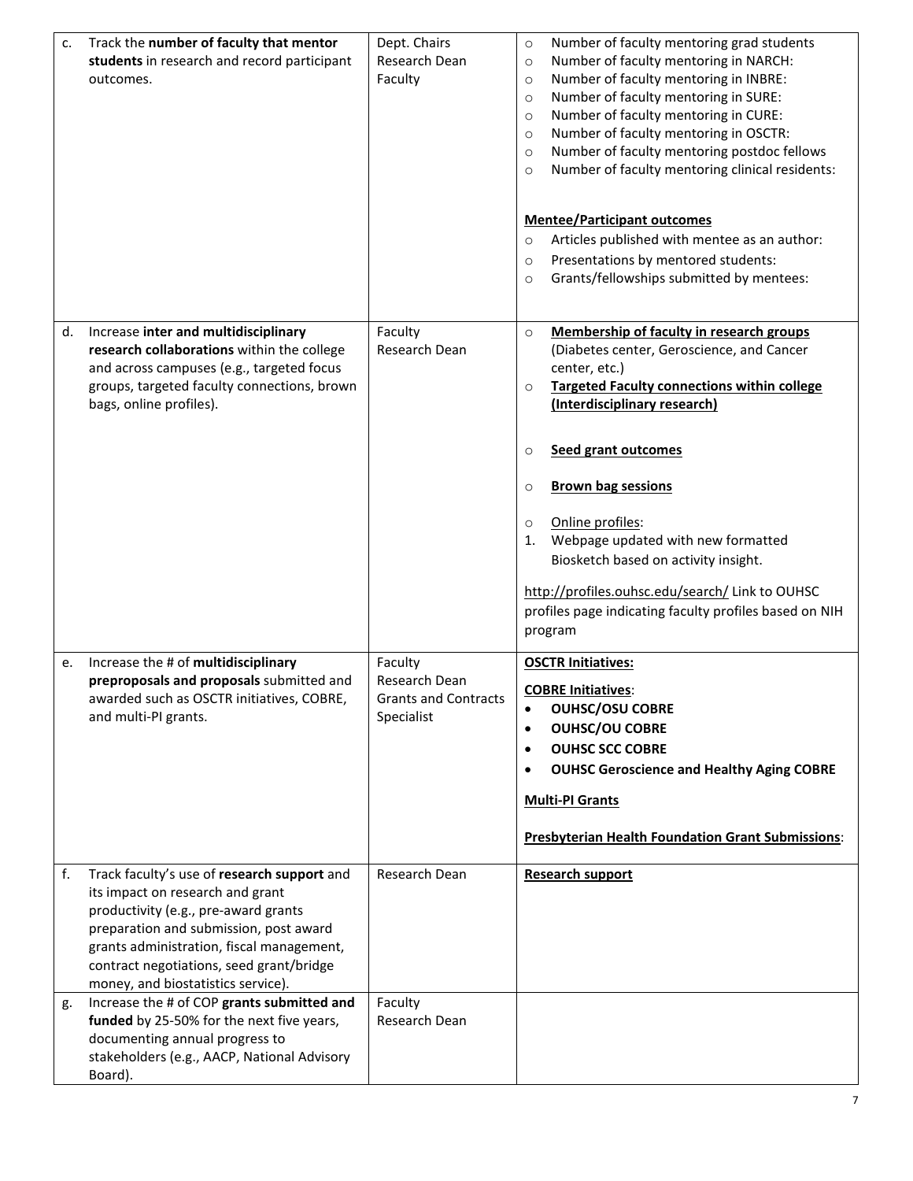| | | | |
|---|---|---|---|
| c. | Track the **number of faculty that mentor students** in research and record participant outcomes. | Dept. Chairs<br>Research Dean<br>Faculty | ○ Number of faculty mentoring grad students<br>○ Number of faculty mentoring in NARCH:<br>○ Number of faculty mentoring in INBRE:<br>○ Number of faculty mentoring in SURE:<br>○ Number of faculty mentoring in CURE:<br>○ Number of faculty mentoring in OSCTR:<br>○ Number of faculty mentoring postdoc fellows<br>○ Number of faculty mentoring clinical residents:<br><br>**Mentee/Participant outcomes**<br>○ Articles published with mentee as an author:<br>○ Presentations by mentored students:<br>○ Grants/fellowships submitted by mentees: |
| d. | Increase **inter and multidisciplinary research collaborations** within the college and across campuses (e.g., targeted focus groups, targeted faculty connections, brown bags, online profiles). | Faculty<br>Research Dean | ○ **Membership of faculty in research groups** (Diabetes center, Geroscience, and Cancer center, etc.)<br>○ **Targeted Faculty connections within college (Interdisciplinary research)**<br><br>○ **Seed grant outcomes**<br><br>○ **Brown bag sessions**<br><br>○ Online profiles:<br>1. Webpage updated with new formatted Biosketch based on activity insight.<br><br>http://profiles.ouhsc.edu/search/ Link to OUHSC profiles page indicating faculty profiles based on NIH program |
| e. | Increase the # of **multidisciplinary preproposals and proposals** submitted and awarded such as OSCTR initiatives, COBRE, and multi-PI grants. | Faculty<br>Research Dean<br>Grants and Contracts Specialist | **OSCTR Initiatives:**<br><br>**COBRE Initiatives**:<br>• **OUHSC/OSU COBRE**<br>• **OUHSC/OU COBRE**<br>• **OUHSC SCC COBRE**<br>• **OUHSC Geroscience and Healthy Aging COBRE**<br><br>**Multi-PI Grants**<br><br>**Presbyterian Health Foundation Grant Submissions**: |
| f. | Track faculty's use of **research support** and its impact on research and grant productivity (e.g., pre-award grants preparation and submission, post award grants administration, fiscal management, contract negotiations, seed grant/bridge money, and biostatistics service). | Research Dean | **Research support** |
| g. | Increase the # of COP **grants submitted and funded** by 25-50% for the next five years, documenting annual progress to stakeholders (e.g., AACP, National Advisory Board). | Faculty<br>Research Dean | |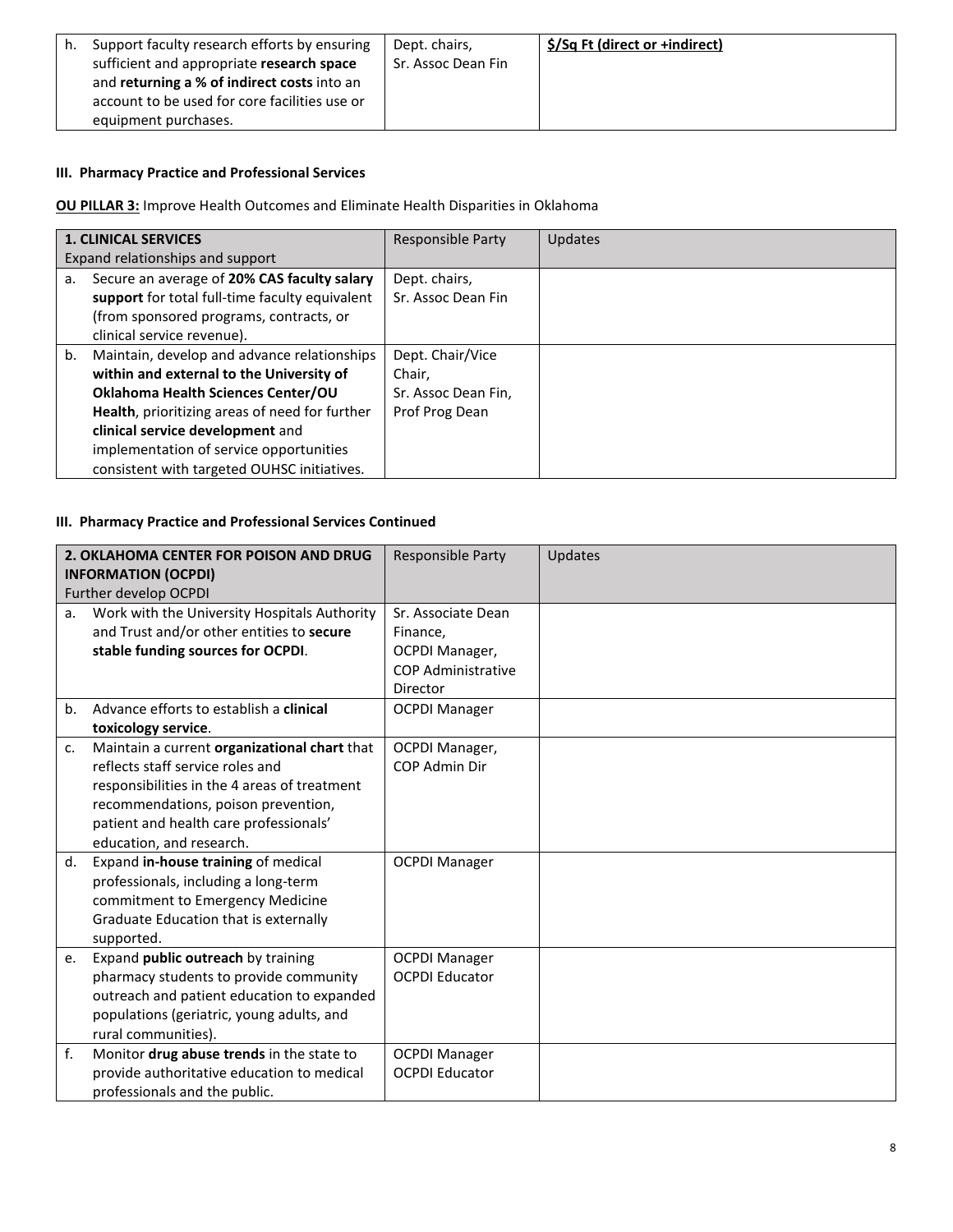| | | |
|---|---|---|
| h. Support faculty research efforts by ensuring sufficient and appropriate **research space** and **returning a % of indirect costs** into an account to be used for core facilities use or equipment purchases. | Dept. chairs, Sr. Assoc Dean Fin | **$/Sq Ft (direct or +indirect)** |

### III. Pharmacy Practice and Professional Services

**OU PILLAR 3:** Improve Health Outcomes and Eliminate Health Disparities in Oklahoma

| **1. CLINICAL SERVICES** Expand relationships and support | Responsible Party | Updates |
|---|---|---|
| a. Secure an average of **20% CAS faculty salary support** for total full-time faculty equivalent (from sponsored programs, contracts, or clinical service revenue). | Dept. chairs, Sr. Assoc Dean Fin | |
| b. Maintain, develop and advance relationships **within and external to the University of Oklahoma Health Sciences Center/OU Health**, prioritizing areas of need for further **clinical service development** and implementation of service opportunities consistent with targeted OUHSC initiatives. | Dept. Chair/Vice Chair, Sr. Assoc Dean Fin, Prof Prog Dean | |

### III. Pharmacy Practice and Professional Services Continued

| **2. OKLAHOMA CENTER FOR POISON AND DRUG INFORMATION (OCPDI)** Further develop OCPDI | Responsible Party | Updates |
|---|---|---|
| a. Work with the University Hospitals Authority and Trust and/or other entities to **secure stable funding sources for OCPDI**. | Sr. Associate Dean Finance, OCPDI Manager, COP Administrative Director | |
| b. Advance efforts to establish a **clinical toxicology service**. | OCPDI Manager | |
| c. Maintain a current **organizational chart** that reflects staff service roles and responsibilities in the 4 areas of treatment recommendations, poison prevention, patient and health care professionals' education, and research. | OCPDI Manager, COP Admin Dir | |
| d. Expand **in-house training** of medical professionals, including a long-term commitment to Emergency Medicine Graduate Education that is externally supported. | OCPDI Manager | |
| e. Expand **public outreach** by training pharmacy students to provide community outreach and patient education to expanded populations (geriatric, young adults, and rural communities). | OCPDI Manager OCPDI Educator | |
| f. Monitor **drug abuse trends** in the state to provide authoritative education to medical professionals and the public. | OCPDI Manager OCPDI Educator | |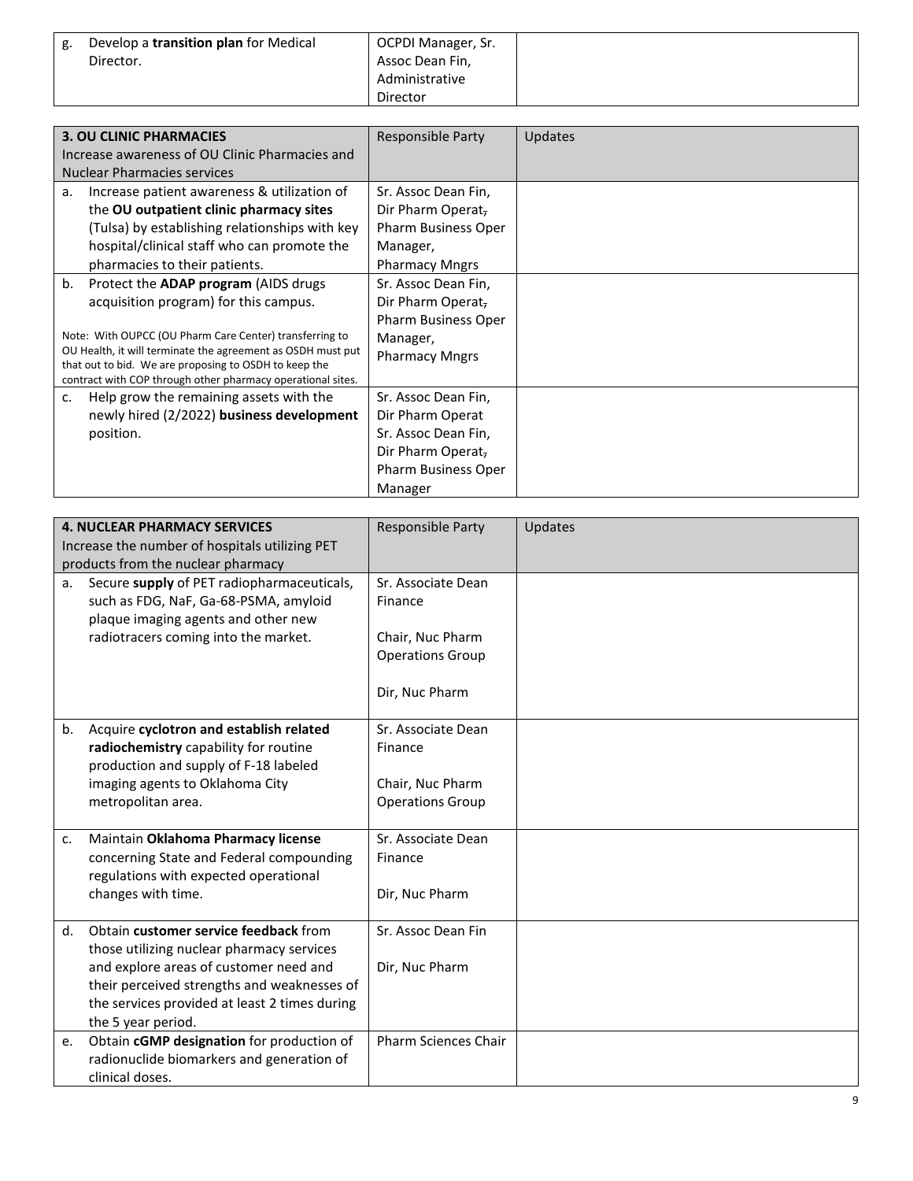| | | |
|---|---|---|
| g. Develop a **transition plan** for Medical Director. | OCPDI Manager, Sr. Assoc Dean Fin, Administrative Director | |

| **3. OU CLINIC PHARMACIES** Increase awareness of OU Clinic Pharmacies and Nuclear Pharmacies services | Responsible Party | Updates |
|---|---|---|
| a. Increase patient awareness & utilization of the **OU outpatient clinic pharmacy sites** (Tulsa) by establishing relationships with key hospital/clinical staff who can promote the pharmacies to their patients. | Sr. Assoc Dean Fin, Dir Pharm Operat~~,~~ Pharm Business Oper Manager, Pharmacy Mngrs | |
| b. Protect the **ADAP program** (AIDS drugs acquisition program) for this campus.<br><br>Note: With OUPCC (OU Pharm Care Center) transferring to OU Health, it will terminate the agreement as OSDH must put that out to bid. We are proposing to OSDH to keep the contract with COP through other pharmacy operational sites. | Sr. Assoc Dean Fin, Dir Pharm Operat~~,~~ Pharm Business Oper Manager, Pharmacy Mngrs | |
| c. Help grow the remaining assets with the newly hired (2/2022) **business development** position. | Sr. Assoc Dean Fin, Dir Pharm Operat Sr. Assoc Dean Fin, Dir Pharm Operat~~,~~ Pharm Business Oper Manager | |

| **4. NUCLEAR PHARMACY SERVICES** Increase the number of hospitals utilizing PET products from the nuclear pharmacy | Responsible Party | Updates |
|---|---|---|
| a. Secure **supply** of PET radiopharmaceuticals, such as FDG, NaF, Ga-68-PSMA, amyloid plaque imaging agents and other new radiotracers coming into the market. | Sr. Associate Dean Finance<br><br>Chair, Nuc Pharm Operations Group<br><br>Dir, Nuc Pharm | |
| b. Acquire **cyclotron and establish related radiochemistry** capability for routine production and supply of F-18 labeled imaging agents to Oklahoma City metropolitan area. | Sr. Associate Dean Finance<br><br>Chair, Nuc Pharm Operations Group | |
| c. Maintain **Oklahoma Pharmacy license** concerning State and Federal compounding regulations with expected operational changes with time. | Sr. Associate Dean Finance<br><br>Dir, Nuc Pharm | |
| d. Obtain **customer service feedback** from those utilizing nuclear pharmacy services and explore areas of customer need and their perceived strengths and weaknesses of the services provided at least 2 times during the 5 year period. | Sr. Assoc Dean Fin<br><br>Dir, Nuc Pharm | |
| e. Obtain **cGMP designation** for production of radionuclide biomarkers and generation of clinical doses. | Pharm Sciences Chair | |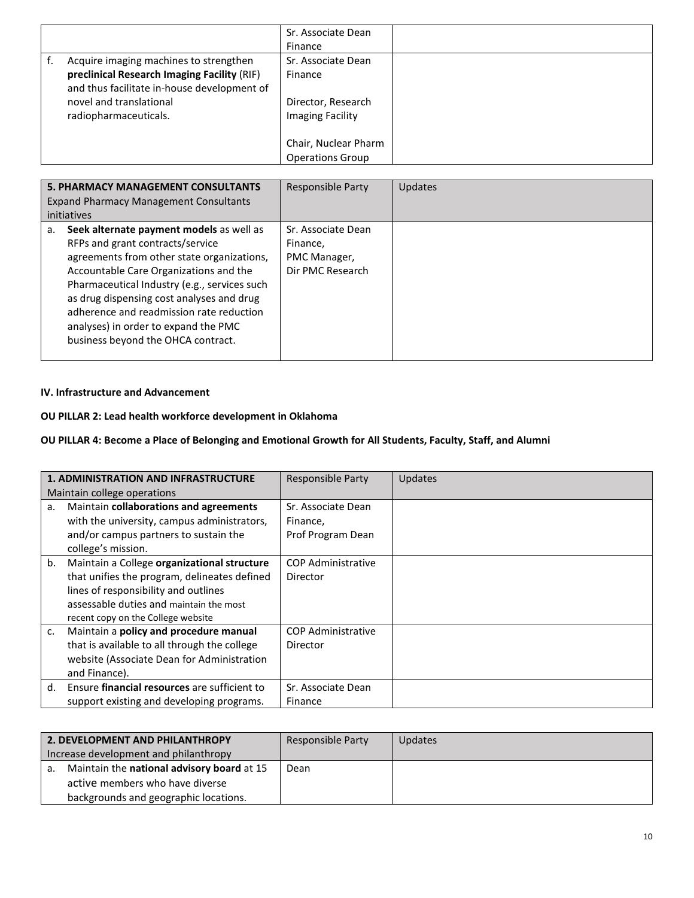| | | |
|---|---|---|
| | Sr. Associate Dean Finance | |
| f. Acquire imaging machines to strengthen **preclinical Research Imaging Facility** (RIF) and thus facilitate in-house development of novel and translational radiopharmaceuticals. | Sr. Associate Dean Finance<br><br>Director, Research Imaging Facility<br><br>Chair, Nuclear Pharm Operations Group | |

| **5. PHARMACY MANAGEMENT CONSULTANTS**<br>Expand Pharmacy Management Consultants initiatives | Responsible Party | Updates |
|---|---|---|
| a. **Seek alternate payment models** as well as RFPs and grant contracts/service agreements from other state organizations, Accountable Care Organizations and the Pharmaceutical Industry (e.g., services such as drug dispensing cost analyses and drug adherence and readmission rate reduction analyses) in order to expand the PMC business beyond the OHCA contract. | Sr. Associate Dean Finance,<br>PMC Manager,<br>Dir PMC Research | |

**IV. Infrastructure and Advancement**

**OU PILLAR 2: Lead health workforce development in Oklahoma**

**OU PILLAR 4: Become a Place of Belonging and Emotional Growth for All Students, Faculty, Staff, and Alumni**

| **1. ADMINISTRATION AND INFRASTRUCTURE**<br>Maintain college operations | Responsible Party | Updates |
|---|---|---|
| a. Maintain **collaborations and agreements** with the university, campus administrators, and/or campus partners to sustain the college's mission. | Sr. Associate Dean Finance,<br>Prof Program Dean | |
| b. Maintain a College **organizational structure** that unifies the program, delineates defined lines of responsibility and outlines assessable duties and maintain the most recent copy on the College website | COP Administrative Director | |
| c. Maintain a **policy and procedure manual** that is available to all through the college website (Associate Dean for Administration and Finance). | COP Administrative Director | |
| d. Ensure **financial resources** are sufficient to support existing and developing programs. | Sr. Associate Dean Finance | |

| **2. DEVELOPMENT AND PHILANTHROPY**<br>Increase development and philanthropy | Responsible Party | Updates |
|---|---|---|
| a. Maintain the **national advisory board** at 15 active members who have diverse backgrounds and geographic locations. | Dean | |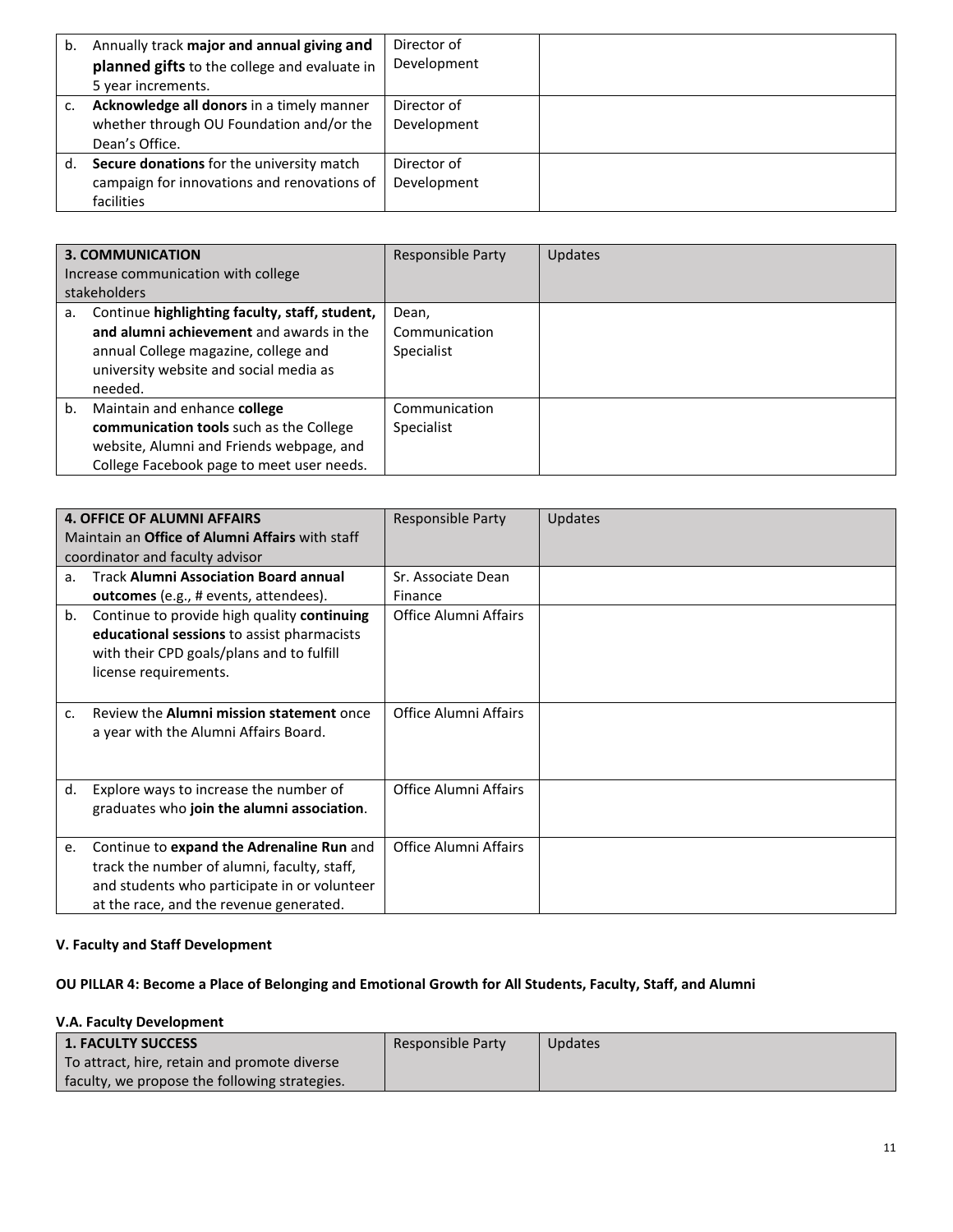| | | |
|---|---|---|
| b. Annually track **major and annual giving and planned gifts** to the college and evaluate in 5 year increments. | Director of Development | |
| c. **Acknowledge all donors** in a timely manner whether through OU Foundation and/or the Dean's Office. | Director of Development | |
| d. **Secure donations** for the university match campaign for innovations and renovations of facilities | Director of Development | |

| **3. COMMUNICATION** Increase communication with college stakeholders | Responsible Party | Updates |
|---|---|---|
| a. Continue **highlighting faculty, staff, student, and alumni achievement** and awards in the annual College magazine, college and university website and social media as needed. | Dean, Communication Specialist | |
| b. Maintain and enhance **college communication tools** such as the College website, Alumni and Friends webpage, and College Facebook page to meet user needs. | Communication Specialist | |

| **4. OFFICE OF ALUMNI AFFAIRS** Maintain an **Office of Alumni Affairs** with staff coordinator and faculty advisor | Responsible Party | Updates |
|---|---|---|
| a. Track **Alumni Association Board annual outcomes** (e.g., # events, attendees). | Sr. Associate Dean Finance | |
| b. Continue to provide high quality **continuing educational sessions** to assist pharmacists with their CPD goals/plans and to fulfill license requirements. | Office Alumni Affairs | |
| c. Review the **Alumni mission statement** once a year with the Alumni Affairs Board. | Office Alumni Affairs | |
| d. Explore ways to increase the number of graduates who **join the alumni association**. | Office Alumni Affairs | |
| e. Continue to **expand the Adrenaline Run** and track the number of alumni, faculty, staff, and students who participate in or volunteer at the race, and the revenue generated. | Office Alumni Affairs | |

**V. Faculty and Staff Development**

**OU PILLAR 4: Become a Place of Belonging and Emotional Growth for All Students, Faculty, Staff, and Alumni**

**V.A. Faculty Development**

| **1. FACULTY SUCCESS** To attract, hire, retain and promote diverse faculty, we propose the following strategies. | Responsible Party | Updates |
|---|---|---|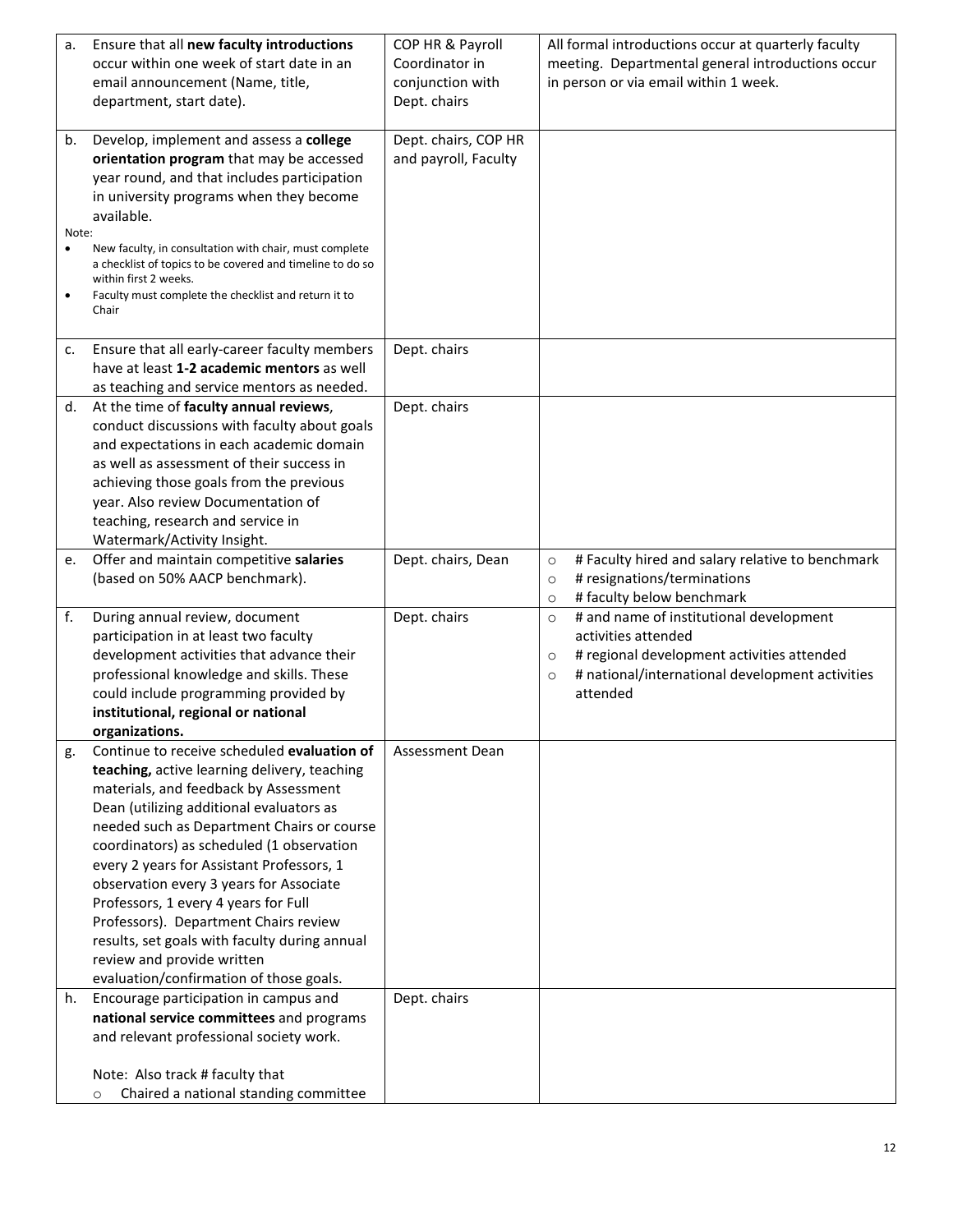| | | |
|---|---|---|
| a. Ensure that all **new faculty introductions** occur within one week of start date in an email announcement (Name, title, department, start date). | COP HR & Payroll Coordinator in conjunction with Dept. chairs | All formal introductions occur at quarterly faculty meeting. Departmental general introductions occur in person or via email within 1 week. |
| b. Develop, implement and assess a **college orientation program** that may be accessed year round, and that includes participation in university programs when they become available.<br>Note:<br>• New faculty, in consultation with chair, must complete a checklist of topics to be covered and timeline to do so within first 2 weeks.<br>• Faculty must complete the checklist and return it to Chair | Dept. chairs, COP HR and payroll, Faculty | |
| c. Ensure that all early-career faculty members have at least **1-2 academic mentors** as well as teaching and service mentors as needed. | Dept. chairs | |
| d. At the time of **faculty annual reviews**, conduct discussions with faculty about goals and expectations in each academic domain as well as assessment of their success in achieving those goals from the previous year. Also review Documentation of teaching, research and service in Watermark/Activity Insight. | Dept. chairs | |
| e. Offer and maintain competitive **salaries** (based on 50% AACP benchmark). | Dept. chairs, Dean | ○ # Faculty hired and salary relative to benchmark<br>○ # resignations/terminations<br>○ # faculty below benchmark |
| f. During annual review, document participation in at least two faculty development activities that advance their professional knowledge and skills. These could include programming provided by **institutional, regional or national organizations.** | Dept. chairs | ○ # and name of institutional development activities attended<br>○ # regional development activities attended<br>○ # national/international development activities attended |
| g. Continue to receive scheduled **evaluation of teaching,** active learning delivery, teaching materials, and feedback by Assessment Dean (utilizing additional evaluators as needed such as Department Chairs or course coordinators) as scheduled (1 observation every 2 years for Assistant Professors, 1 observation every 3 years for Associate Professors, 1 every 4 years for Full Professors). Department Chairs review results, set goals with faculty during annual review and provide written evaluation/confirmation of those goals. | Assessment Dean | |
| h. Encourage participation in campus and **national service committees** and programs and relevant professional society work.<br><br>Note: Also track # faculty that<br>○ Chaired a national standing committee | Dept. chairs | |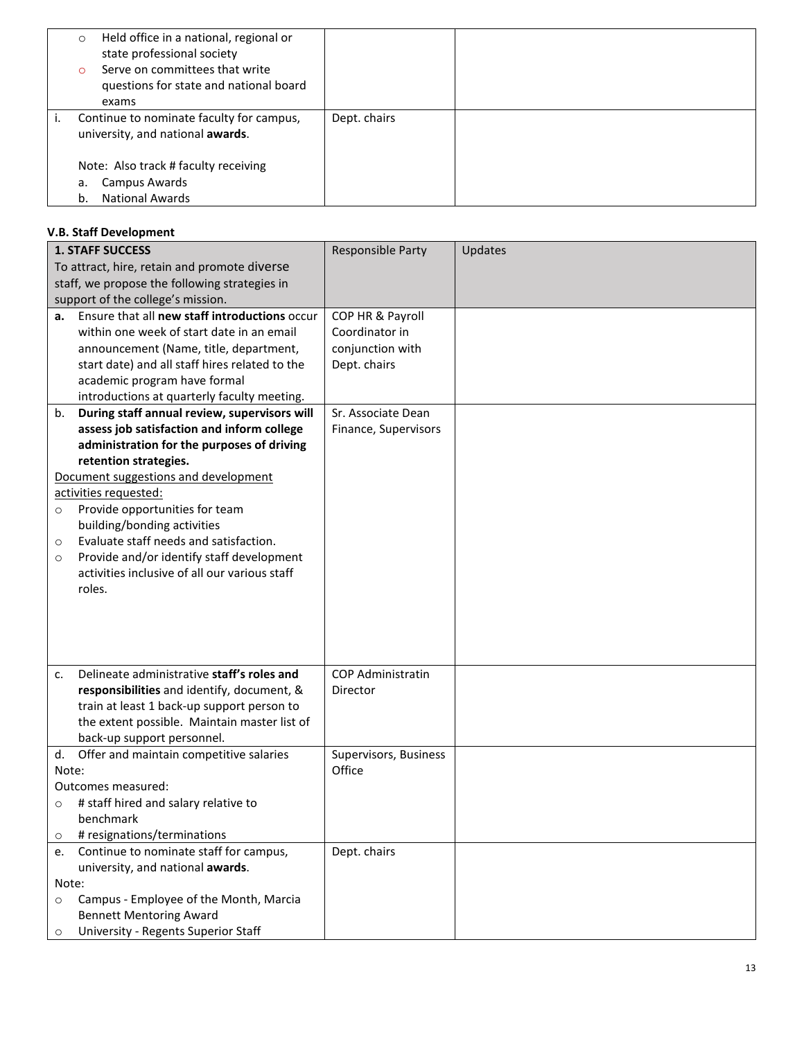| | | |
|---|---|---|
| ○ Held office in a national, regional or state professional society<br>○ Serve on committees that write questions for state and national board exams | | |
| i. Continue to nominate faculty for campus, university, and national **awards**.<br><br>Note: Also track # faculty receiving<br>a. Campus Awards<br>b. National Awards | Dept. chairs | |

### V.B. Staff Development

| **1. STAFF SUCCESS**<br>To attract, hire, retain and promote diverse staff, we propose the following strategies in support of the college's mission. | Responsible Party | Updates |
|---|---|---|
| **a.** Ensure that all **new staff introductions** occur within one week of start date in an email announcement (Name, title, department, start date) and all staff hires related to the academic program have formal introductions at quarterly faculty meeting. | COP HR & Payroll Coordinator in conjunction with Dept. chairs | |
| b. **During staff annual review, supervisors will assess job satisfaction and inform college administration for the purposes of driving retention strategies.**<br>Document suggestions and development activities requested:<br>○ Provide opportunities for team building/bonding activities<br>○ Evaluate staff needs and satisfaction.<br>○ Provide and/or identify staff development activities inclusive of all our various staff roles. | Sr. Associate Dean Finance, Supervisors | |
| c. Delineate administrative **staff's roles and responsibilities** and identify, document, & train at least 1 back-up support person to the extent possible. Maintain master list of back-up support personnel. | COP Administratin Director | |
| d. Offer and maintain competitive salaries<br>Note:<br>Outcomes measured:<br>○ # staff hired and salary relative to benchmark<br>○ # resignations/terminations | Supervisors, Business Office | |
| e. Continue to nominate staff for campus, university, and national **awards**.<br>Note:<br>○ Campus - Employee of the Month, Marcia Bennett Mentoring Award<br>○ University - Regents Superior Staff | Dept. chairs | |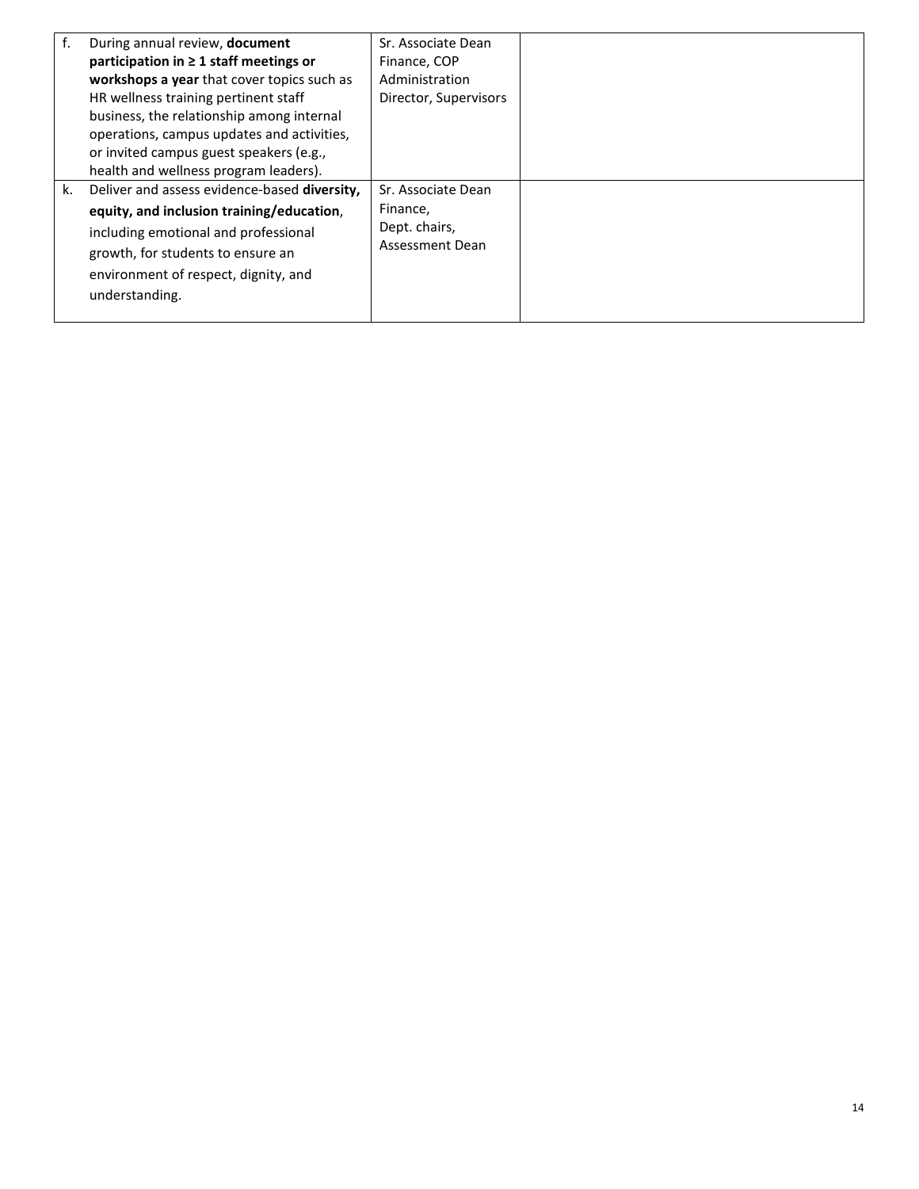| | | | |
|---|---|---|---|
| f. | During annual review, **document participation in ≥ 1 staff meetings or workshops a year** that cover topics such as HR wellness training pertinent staff business, the relationship among internal operations, campus updates and activities, or invited campus guest speakers (e.g., health and wellness program leaders). | Sr. Associate Dean Finance, COP Administration Director, Supervisors | |
| k. | Deliver and assess evidence-based **diversity, equity, and inclusion training/education**, including emotional and professional growth, for students to ensure an environment of respect, dignity, and understanding. | Sr. Associate Dean Finance, Dept. chairs, Assessment Dean | |